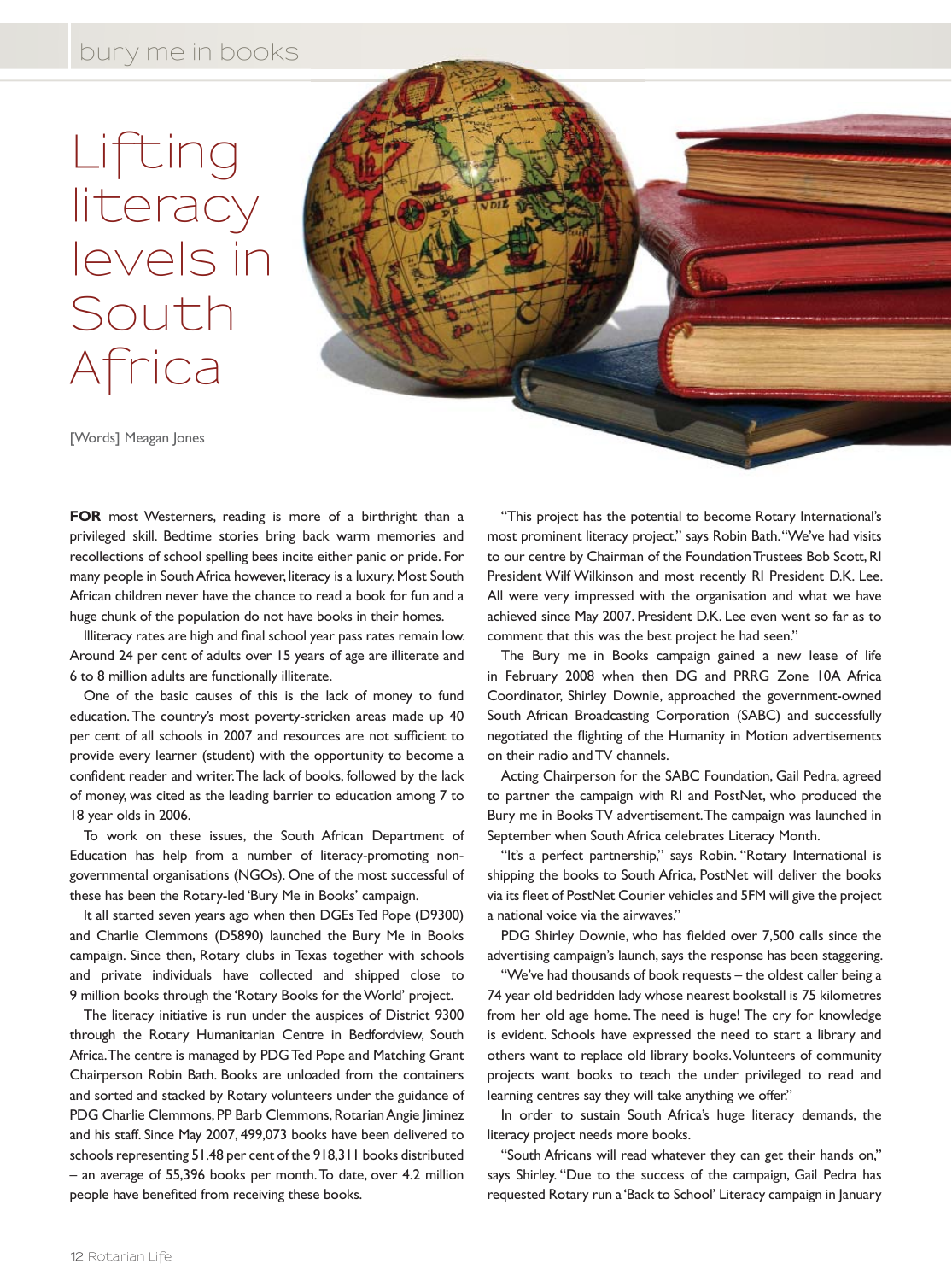# Lifting literacy levels in South Africa

[Words] Meagan Jones

**FOR** most Westerners, reading is more of a birthright than a privileged skill. Bedtime stories bring back warm memories and recollections of school spelling bees incite either panic or pride. For many people in South Africa however, literacy is a luxury. Most South African children never have the chance to read a book for fun and a huge chunk of the population do not have books in their homes.

Illiteracy rates are high and final school year pass rates remain low. Around 24 per cent of adults over 15 years of age are illiterate and 6 to 8 million adults are functionally illiterate.

One of the basic causes of this is the lack of money to fund education. The country's most poverty-stricken areas made up 40 per cent of all schools in 2007 and resources are not sufficient to provide every learner (student) with the opportunity to become a confident reader and writer. The lack of books, followed by the lack of money, was cited as the leading barrier to education among 7 to 18 year olds in 2006.

To work on these issues, the South African Department of Education has help from a number of literacy-promoting non-governmental organisations (NGOs). One of the most successful of these has been the Rotary-led 'Bury Me in Books' campaign.

It all started seven years ago when then DGEs Ted Pope (D9300) and Charlie Clemmons (D5890) launched the Bury Me in Books campaign. Since then, Rotary clubs in Texas together with schools and private individuals have collected and shipped close to 9 million books through the 'Rotary Books for the World' project.

The literacy initiative is run under the auspices of District 9300 through the Rotary Humanitarian Centre in Bedfordview, South Africa. The centre is managed by PDG Ted Pope and Matching Grant Chairperson Robin Bath. Books are unloaded from the containers and sorted and stacked by Rotary volunteers under the guidance of PDG Charlie Clemmons, PP Barb Clemmons, Rotarian Angie Jiminez and his staff. Since May 2007, 499,073 books have been delivered to schools representing 51.48 per cent of the 918,311 books distributed – an average of 55,396 books per month. To date, over 4.2 million people have benefited from receiving these books.

"This project has the potential to become Rotary International's most prominent literacy project," says Robin Bath. "We've had visits to our centre by Chairman of the Foundation Trustees Bob Scott, RI President Wilf Wilkinson and most recently RI President D.K. Lee. All were very impressed with the organisation and what we have achieved since May 2007. President D.K. Lee even went so far as to comment that this was the best project he had seen."

The Bury me in Books campaign gained a new lease of life in February 2008 when then DG and PRRG Zone 10A Africa Coordinator, Shirley Downie, approached the government-owned South African Broadcasting Corporation (SABC) and successfully negotiated the flighting of the Humanity in Motion advertisements on their radio and TV channels.

Acting Chairperson for the SABC Foundation, Gail Pedra, agreed to partner the campaign with RI and PostNet, who produced the Bury me in Books TV advertisement. The campaign was launched in September when South Africa celebrates Literacy Month.

"It's a perfect partnership," says Robin. "Rotary International is shipping the books to South Africa, PostNet will deliver the books via its fleet of PostNet Courier vehicles and 5FM will give the project a national voice via the airwaves."

PDG Shirley Downie, who has fielded over 7,500 calls since the advertising campaign's launch, says the response has been staggering.

"We've had thousands of book requests – the oldest caller being a 74 year old bedridden lady whose nearest bookstall is 75 kilometres from her old age home. The need is huge! The cry for knowledge is evident. Schools have expressed the need to start a library and others want to replace old library books. Volunteers of community projects want books to teach the under privileged to read and learning centres say they will take anything we offer."

In order to sustain South Africa's huge literacy demands, the literacy project needs more books.

"South Africans will read whatever they can get their hands on," says Shirley. "Due to the success of the campaign, Gail Pedra has requested Rotary run a 'Back to School' Literacy campaign in January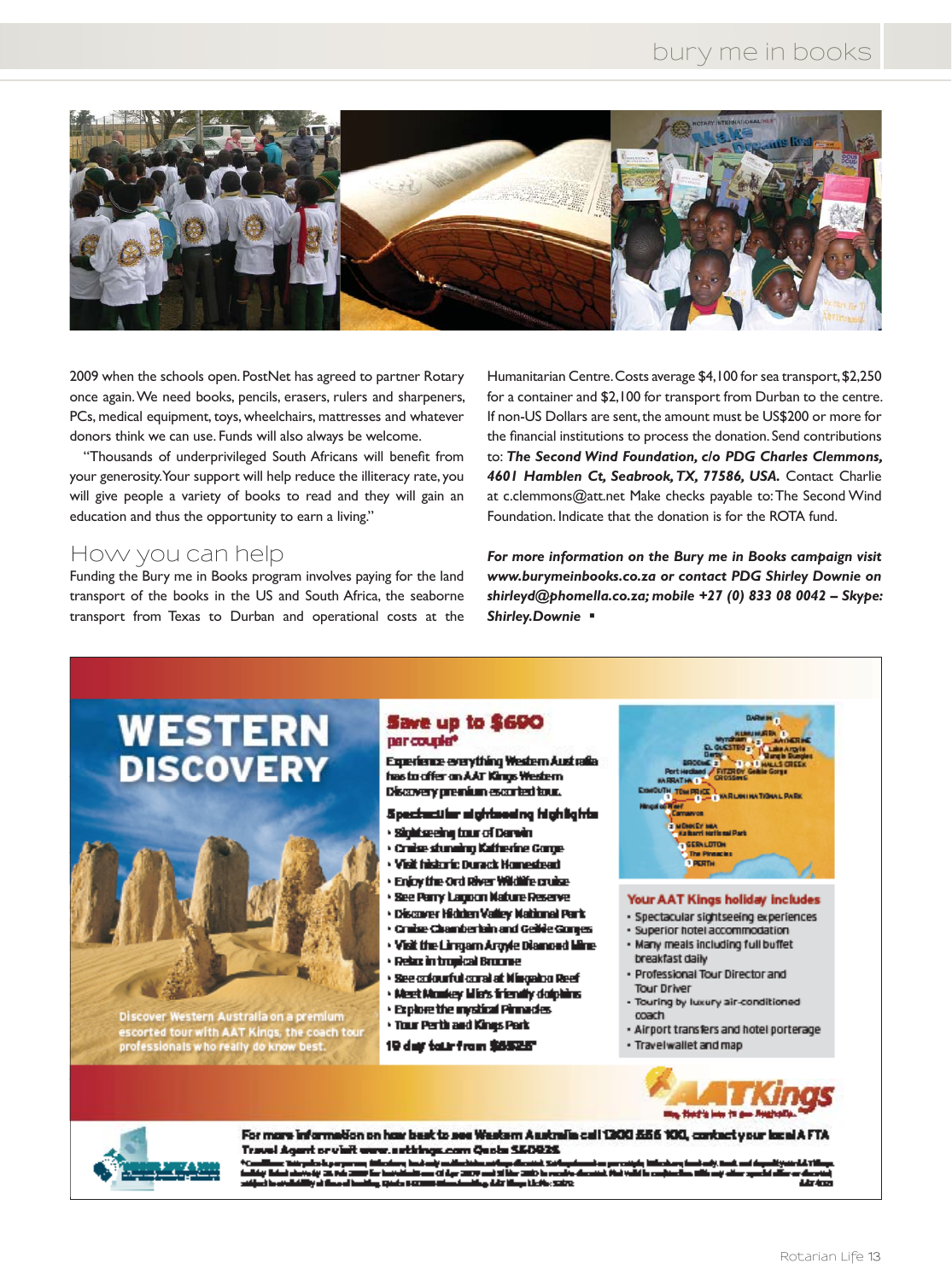2009 when the schools open. PostNet has agreed to partner Rotary once again. We need books, pencils, erasers, rulers and sharpeners, PCs, medical equipment, toys, wheelchairs, mattresses and whatever donors think we can use. Funds will also always be welcome.

"Thousands of underprivileged South Africans will benefit from your generosity. Your support will help reduce the illiteracy rate, you will give people a variety of books to read and they will gain an education and thus the opportunity to earn a living."

## How you can help

Funding the Bury me in Books program involves paying for the land transport of the books in the US and South Africa, the seaborne transport from Texas to Durban and operational costs at the Humanitarian Centre. Costs average $4,100 for sea transport, $2,250 for a container and $2,100 for transport from Durban to the centre. If non-US Dollars are sent, the amount must be US$200 or more for the financial institutions to process the donation. Send contributions to: ***The Second Wind Foundation, c/o PDG Charles Clemmons, 4601 Hamblen Ct, Seabrook, TX, 77586, USA.*** Contact Charlie at c.clemmons@att.net Make checks payable to: The Second Wind Foundation. Indicate that the donation is for the ROTA fund.

***For more information on the Bury me in Books campaign visit www.burymeinbooks.co.za or contact PDG Shirley Downie on shirleyd@phomella.co.za; mobile +27 (0) 833 08 0042 – Skype: Shirley.Downie*** ▪

# WESTERN DISCOVERY

Discover Western Australia on a premium escorted tour with AAT Kings, the coach tour professionals who really do know best.

**Save up to $690 per couple***

Experience everything Western Australia has to offer on an AAT Kings Western Discovery premium escorted tour.

**Spectacular sightseeing highlights**

- Sightseeing tour of Darwin
- Cruise stunning Katherine Gorge
- Visit historic Durack Homestead
- Enjoy the Ord River Wildlife cruise
- See Parry Lagoon Nature Reserve
- Discover Hidden Valley National Park
- Cruise Chamberlain and Geikie Gorges
- Visit the Lingam Argyle Diamond Mine
- Relax in tropical Broome
- See colourful coral at Ningaloo Reef
- Meet Monkey Mia's friendly dolphins
- Explore the mystical Pinnacles
- Tour Perth and Kings Park

**19 day tour from $8525***

DARWIN, KUNUNURRA, KATHERINE, Lake Argyle, Bungle Bungles, EL QUESTRO, Derby, BROOME, HALLS CREEK, Port Hedland, FITZROY CROSSING, Geikie Gorge, KARRATHA, EXMOUTH, TOM PRICE, KARIJINI NATIONAL PARK, Ningaloo Reef, Carnarvon, MONKEY MIA, Kalbarri National Park, GERALDTON, The Pinnacles, PERTH

**Your AAT Kings holiday includes**

- Spectacular sightseeing experiences
- Superior hotel accommodation
- Many meals including full buffet breakfast daily
- Professional Tour Director and Tour Driver
- Touring by luxury air-conditioned coach
- Airport transfers and hotel porterage
- Travelwallet and map

AAT Kings

For more information on how best to see Western Australia call 1300 556 100, contact your local AFTA Travel Agent or visit www.aatkings.com Quote SKD928